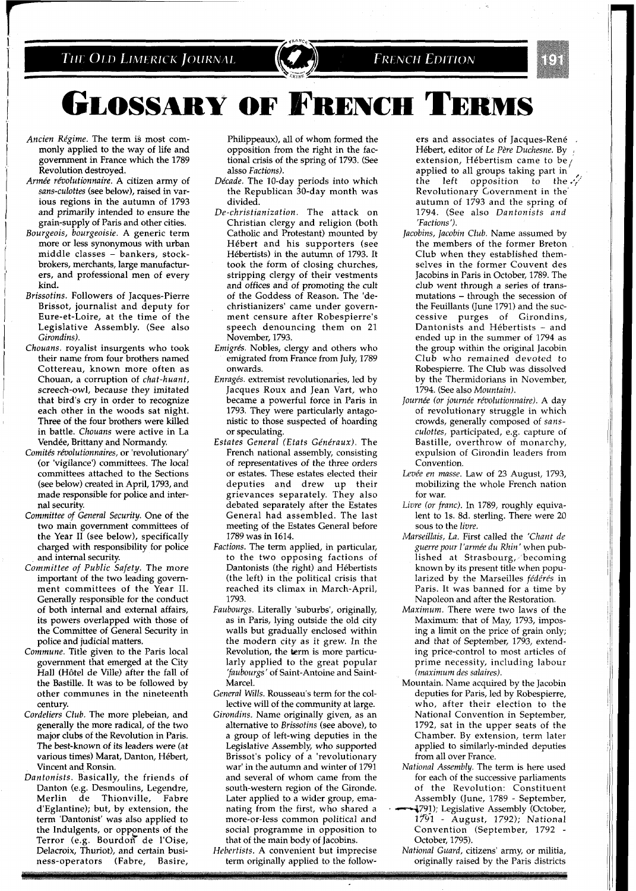# Glossary of French Terms

*Ancien Régime.* The term is most commonly applied to the way of life and government in France which the 1789 Revolution destroyed.

*Armée révolutionnaire.* A citizen army of *sans-culottes* (see below), raised in various regions in the autumn of 1793 and primarily intended to ensure the grain-supply of Paris and other cities.

*Bourgeois, bourgeoisie.* A generic term more or less synonymous with urban middle classes – bankers, stockbrokers, merchants, large manufacturers, and professional men of every kind.

*Brissotins.* Followers of Jacques-Pierre Brissot, journalist and deputy for Eure-et-Loire, at the time of the Legislative Assembly. (See also *Girondins).*

*Chouans.* royalist insurgents who took their name from four brothers named Cottereau, known more often as Chouan, a corruption of *chat-huant,* screech-owl, because they imitated that bird's cry in order to recognize each other in the woods sat night. Three of the four brothers were killed in battle. *Chouans* were active in La Vendée, Brittany and Normandy.

*Comités révolutionnaires,* or 'revolutionary' (or 'vigilance') committees. The local committees attached to the Sections (see below) created in April, 1793, and made responsible for police and internal security.

*Committee of General Security.* One of the two main government committees of the Year II (see below), specifically charged with responsibility for police and internal security.

*Committee of Public Safety.* The more important of the two leading government committees of the Year II. Generally responsible for the conduct of both internal and external affairs, its powers overlapped with those of the Committee of General Security in police and judicial matters.

*Commune.* Title given to the Paris local government that emerged at the City Hall (Hôtel de Ville) after the fall of the Bastille. It was to be followed by other communes in the nineteenth century.

*Cordeliers Club.* The more plebeian, and generally the more radical, of the two major clubs of the Revolution in Paris. The best-known of its leaders were (at various times) Marat, Danton, Hébert, Vincent and Ronsin.

*Dantonists.* Basically, the friends of Danton (e.g. Desmoulins, Legendre, Merlin de Thionville, Fabre d'Eglantine); but, by extension, the term 'Dantonist' was also applied to the Indulgents, or opponents of the Terror (e.g. Bourdon de l'Oise, Delacroix, Thuriot), and certain business-operators (Fabre, Basire, Philippeaux), all of whom formed the opposition from the right in the factional crisis of the spring of 1793. (See also *Factions).*

*Décade.* The 10-day periods into which the Republican 30-day month was divided.

*De-christianization.* The attack on Christian clergy and religion (both Catholic and Protestant) mounted by Hébert and his supporters (see Hébertists) in the autumn of 1793. It took the form of closing churches, stripping clergy of their vestments and offices and of promoting the cult of the Goddess of Reason. The 'de-christianizers' came under government censure after Robespierre's speech denouncing them on 21 November, 1793.

*Emigrés.* Nobles, clergy and others who emigrated from France from July, 1789 onwards.

*Enragés.* extremist revolutionaries, led by Jacques Roux and Jean Vart, who became a powerful force in Paris in 1793. They were particularly antagonistic to those suspected of hoarding or speculating.

*Estates General (Etats Généraux).* The French national assembly, consisting of representatives of the three orders or estates. These estates elected their deputies and drew up their grievances separately. They also debated separately after the Estates General had assembled. The last meeting of the Estates General before 1789 was in 1614.

*Factions.* The term applied, in particular, to the two opposing factions of Dantonists (the right) and Hébertists (the left) in the political crisis that reached its climax in March-April, 1793.

*Faubourgs.* Literally 'suburbs', originally, as in Paris, lying outside the old city walls but gradually enclosed within the modern city as it grew. In the Revolution, the term is more particularly applied to the great popular *'faubourgs'* of Saint-Antoine and Saint-Marcel.

*General Wills.* Rousseau's term for the collective will of the community at large.

*Girondins.* Name originally given, as an alternative to *Brissotins* (see above), to a group of left-wing deputies in the Legislative Assembly, who supported Brissot's policy of a 'revolutionary war' in the autumn and winter of 1791 and several of whom came from the south-western region of the Gironde. Later applied to a wider group, emanating from the first, who shared a more-or-less common political and social programme in opposition to that of the main body of Jacobins.

*Hebertists.* A convenient but imprecise term originally applied to the followers and associates of Jacques-René Hébert, editor of *Le Père Duchesne.* By extension, Hébertism came to be applied to all groups taking part in the left opposition to the Revolutionary Government in the autumn of 1793 and the spring of 1794. (See also *Dantonists and 'Factions').*

*Jacobins, Jacobin Club.* Name assumed by the members of the former Breton Club when they established themselves in the former Couvent des Jacobins in Paris in October, 1789. The club went through a series of transmutations – through the secession of the Feuillants (June 1791) and the successive purges of Girondins, Dantonists and Hébertists – and ended up in the summer of 1794 as the group within the original Jacobin Club who remained devoted to Robespierre. The Club was dissolved by the Thermidorians in November, 1794. (See also *Mountain).*

*Journée (or journée révolutionnaire).* A day of revolutionary struggle in which crowds, generally composed of *sans-culottes,* participated, e.g. capture of Bastille, overthrow of monarchy, expulsion of Girondin leaders from Convention.

*Levée en masse.* Law of 23 August, 1793, mobilizing the whole French nation for war.

*Livre (or franc).* In 1789, roughly equivalent to 1s. 8d. sterling. There were 20 sous to the *livre.*

*Marseillais, La.* First called the *'Chant de guerre pour l'armée du Rhin'* when published at Strasbourg, becoming known by its present title when popularized by the Marseilles *fédérés* in Paris. It was banned for a time by Napoleon and after the Restoration.

*Maximum.* There were two laws of the Maximum: that of May, 1793, imposing a limit on the price of grain only; and that of September, 1793, extending price-control to most articles of prime necessity, including labour *(maximum des salaires).*

Mountain. Name acquired by the Jacobin deputies for Paris, led by Robespierre, who, after their election to the National Convention in September, 1792, sat in the upper seats of the Chamber. By extension, term later applied to similarly-minded deputies from all over France.

*National Assembly.* The term is here used for each of the successive parliaments of the Revolution: Constituent Assembly (June, 1789 - September, 1791); Legislative Assembly (October, 1791 - August, 1792); National Convention (September, 1792 - October, 1795).

*National Guard,* citizens' army, or militia, originally raised by the Paris districts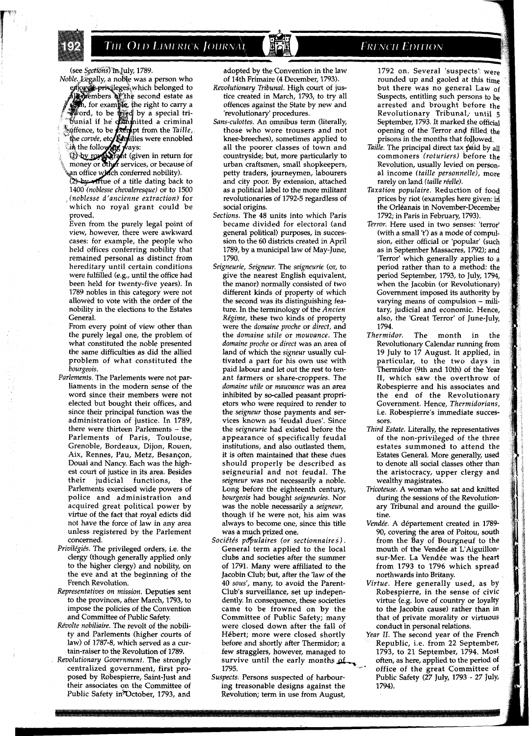(see *Sections*) in July, 1789.

*Noble.* Legally, a noble was a person who enjoyed privileges which belonged to all members of the second estate as such, for example, the right to carry a sword, to be tried by a special tribunal if he committed a criminal offence, to be exempt from the *Taille*, the *corvée*, etc. Families were ennobled in the following ways:

(1) by royal grant (given in return for money or other services, or because of an office which conferred nobility).

(2) by virtue of a title dating back to 1400 *(noblesse chevaleresque)* or to 1500 *(noblesse d'ancienne extraction)* for which no royal grant could be proved.

Even from the purely legal point of view, however, there were awkward cases: for example, the people who held offices conferring nobility that remained personal as distinct from hereditary until certain conditions were fulfilled (e.g., until the office had been held for twenty-five years). In 1789 nobles in this category were not allowed to vote with the order of the nobility in the elections to the Estates General.

From every point of view other than the purely legal one, the problem of what constituted the noble presented the same difficulties as did the allied problem of what constituted the *bourgeois*.

*Parlements.* The Parlements were not parliaments in the modern sense of the word since their members were not elected but bought their offices, and since their principal function was the administration of justice. In 1789, there were thirteen Parlements – the Parlements of Paris, Toulouse, Grenoble, Bordeaux, Dijon, Rouen, Aix, Rennes, Pau, Metz, Besançon, Douai and Nancy. Each was the highest court of justice in its area. Besides their judicial functions, the Parlements exercised wide powers of police and administration and acquired great political power by virtue of the fact that royal edicts did not have the force of law in any area unless registered by the Parlement concerned.

*Privilégiés.* The privileged orders, i.e. the clergy (though generally applied only to the higher clergy) and nobility, on the eve and at the beginning of the French Revolution.

*Representatives on mission.* Deputies sent to the provinces, after March, 1793, to impose the policies of the Convention and Committee of Public Safety.

*Révolte nobiliaire.* The revolt of the nobility and Parlements (higher courts of law) of 1787-8, which served as a curtain-raiser to the Revolution of 1789.

*Revolutionary Government.* The strongly centralized government, first proposed by Robespierre, Saint-Just and their associates on the Committee of Public Safety in October, 1793, and adopted by the Convention in the law of 14th Frimaire (4 December, 1793).

*Revolutionary Tribunal.* High court of justice created in March, 1793, to try all offences against the State by new and 'revolutionary' procedures.

*Sans-culottes.* An omnibus term (literally, those who wore trousers and not knee-breeches), sometimes applied to all the poorer classes of town and countryside; but, more particularly to urban craftsmen, small shopkeepers, petty traders, journeymen, labourers and city poor. By extension, attached as a political label to the more militant revolutionaries of 1792-5 regardless of social origins.

*Sections.* The 48 units into which Paris became divided for electoral (and general political) purposes, in succession to the 60 districts created in April 1789, by a municipal law of May-June, 1790.

*Seigneurie, Seigneur.* The *seigneurie* (or, to give the nearest English equivalent, the manor) normally consisted of two different kinds of property of which the second was its distinguishing feature. In the terminology of the *Ancien Régime*, these two kinds of property were the *domaine proche* or *direct*, and the *domaine utile* or *mouvance*. The *domaine proche* or *direct* was an area of land of which the *signeur* usually cultivated a part for his own use with paid labour and let out the rest to tenant farmers or share-croppers. The *domaine utile* or *mauvance* was an area inhibited by so-called peasant proprietors who were required to render to the *seigneur* those payments and services known as 'feudal dues'. Since the *seigneurie* had existed before the appearance of specifically feudal institutions, and also outlasted them, it is often maintained that these dues should properly be described as seigneurial and not feudal. The *seigneur* was not necessarily a noble. Long before the eighteenth century, *bourgeois* had bought *seigneuries*. Nor was the noble necessarily a *seigneur*, though if he were not, his aim was always to become one, since this title was a much prized one.

*Sociétés populaires (or sectionnaires).* General term applied to the local clubs and societies after the summer of 1791. Many were affiliated to the Jacobin Club; but, after the 'law of the 40 *sous*', many, to avoid the Parent-Club's surveillance, set up independently. In consequence, these societies came to be frowned on by the Committee of Public Safety; many were closed down after the fall of Hébert; more were closed shortly before and shortly after Thermidor; a few stragglers, however, managed to survive until the early months of 1795.

*Suspects.* Persons suspected of harbouring treasonable designs against the Revolution; term in use from August, 1792 on. Several 'suspects' were rounded up and gaoled at this time but there was no general Law of Suspects, entitling such persons to be arrested and brought before the Revolutionary Tribunal, until 5 September, 1793. It marked the official opening of the Terror and filled the prisons in the months that followed.

*Taille.* The principal direct tax paid by all commoners *(roturiers)* before the Revolution, usually levied on personal income *(taille personnelle)*, more rarely on land *(taille réelle)*.

*Taxation populaire.* Reduction of food prices by riot (examples here given: in the Orléanais in November-December 1792; in Paris in February, 1793).

*Terror.* Here used in two senses: 'terror' (with a small 't') as a mode of compulsion, either official or 'popular' (such as in September Massacres, 1792); and 'Terror' which generally applies to a period rather than to a method: the period September, 1793, to July, 1794, when the Jacobin (or Revolutionary) Government imposed its authority by varying means of compulsion – military, judicial and economic. Hence, also, the 'Great Terror' of June-July, 1794.

*Thermidor.* The month in the Revolutionary Calendar running from 19 July to 17 August. It applied, in particular, to the two days in Thermidor (9th and 10th) of the Year II, which saw the overthrow of Robespierre and his associates and the end of the Revolutionary Government. Hence, *Thermidorians*, i.e. Robespierre's immediate successors.

*Third Estate.* Literally, the representatives of the non-privileged of the three estates summoned to attend the Estates General. More generally, used to denote all social classes other than the aristocracy, upper clergy and wealthy magistrates.

*Tricoteuse.* A woman who sat and knitted during the sessions of the Revolutionary Tribunal and around the guillotine.

*Vendée.* A département created in 1789-90, covering the area of Poitou, south from the Bay of Bourgneuf to the mouth of the Vendée at L'Aiguillon-sur-Mer. La Vendée was the heart from 1793 to 1796 which spread northwards into Britany.

*Virtue.* Here generally used, as by Robespierre, in the sense of civic virtue (e.g. love of country or loyalty to the Jacobin cause) rather than in that of private morality or virtuous conduct in personal relations.

*Year II.* The second year of the French Republic, i.e. from 22 September, 1793, to 21 September, 1794. Most often, as here, applied to the period of office of the great Committee of Public Safety (27 July, 1793 - 27 July, 1794).